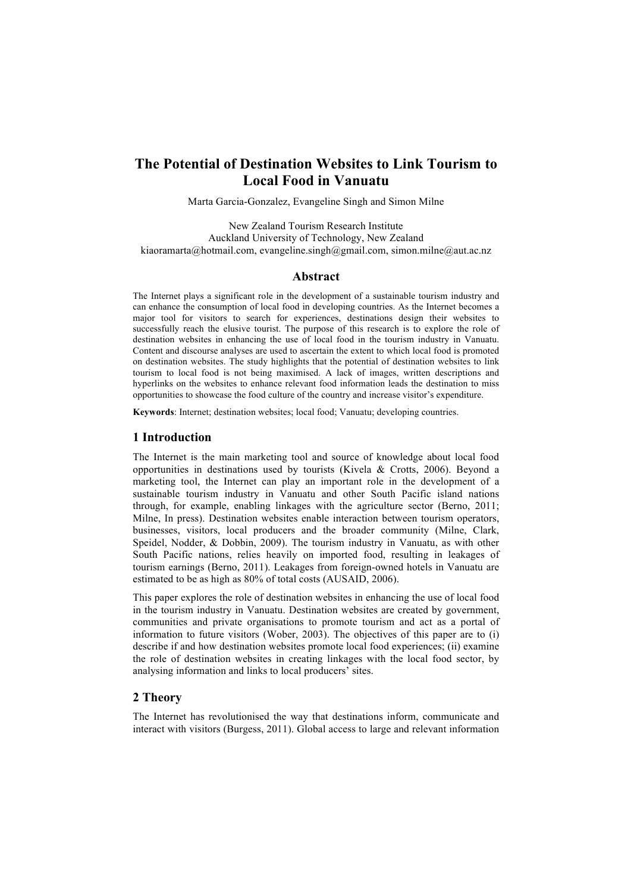# The Potential of Destination Websites to Link Tourism to Local Food in Vanuatu

Marta Garcia-Gonzalez, Evangeline Singh and Simon Milne

New Zealand Tourism Research Institute
Auckland University of Technology, New Zealand
kiaoramarta@hotmail.com, evangeline.singh@gmail.com, simon.milne@aut.ac.nz

## Abstract

The Internet plays a significant role in the development of a sustainable tourism industry and can enhance the consumption of local food in developing countries. As the Internet becomes a major tool for visitors to search for experiences, destinations design their websites to successfully reach the elusive tourist. The purpose of this research is to explore the role of destination websites in enhancing the use of local food in the tourism industry in Vanuatu. Content and discourse analyses are used to ascertain the extent to which local food is promoted on destination websites. The study highlights that the potential of destination websites to link tourism to local food is not being maximised. A lack of images, written descriptions and hyperlinks on the websites to enhance relevant food information leads the destination to miss opportunities to showcase the food culture of the country and increase visitor's expenditure.

**Keywords**: Internet; destination websites; local food; Vanuatu; developing countries.

## 1 Introduction

The Internet is the main marketing tool and source of knowledge about local food opportunities in destinations used by tourists (Kivela & Crotts, 2006). Beyond a marketing tool, the Internet can play an important role in the development of a sustainable tourism industry in Vanuatu and other South Pacific island nations through, for example, enabling linkages with the agriculture sector (Berno, 2011; Milne, In press). Destination websites enable interaction between tourism operators, businesses, visitors, local producers and the broader community (Milne, Clark, Speidel, Nodder, & Dobbin, 2009). The tourism industry in Vanuatu, as with other South Pacific nations, relies heavily on imported food, resulting in leakages of tourism earnings (Berno, 2011). Leakages from foreign-owned hotels in Vanuatu are estimated to be as high as 80% of total costs (AUSAID, 2006).

This paper explores the role of destination websites in enhancing the use of local food in the tourism industry in Vanuatu. Destination websites are created by government, communities and private organisations to promote tourism and act as a portal of information to future visitors (Wober, 2003). The objectives of this paper are to (i) describe if and how destination websites promote local food experiences; (ii) examine the role of destination websites in creating linkages with the local food sector, by analysing information and links to local producers' sites.

## 2 Theory

The Internet has revolutionised the way that destinations inform, communicate and interact with visitors (Burgess, 2011). Global access to large and relevant information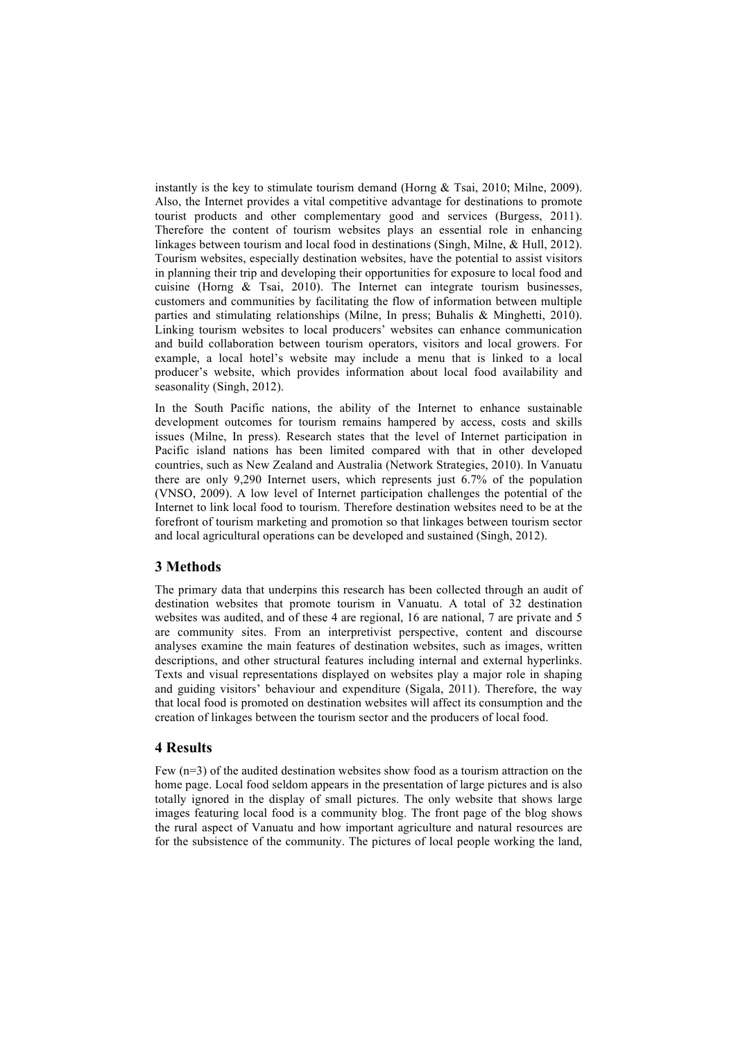instantly is the key to stimulate tourism demand (Horng & Tsai, 2010; Milne, 2009). Also, the Internet provides a vital competitive advantage for destinations to promote tourist products and other complementary good and services (Burgess, 2011). Therefore the content of tourism websites plays an essential role in enhancing linkages between tourism and local food in destinations (Singh, Milne, & Hull, 2012). Tourism websites, especially destination websites, have the potential to assist visitors in planning their trip and developing their opportunities for exposure to local food and cuisine (Horng & Tsai, 2010). The Internet can integrate tourism businesses, customers and communities by facilitating the flow of information between multiple parties and stimulating relationships (Milne, In press; Buhalis & Minghetti, 2010). Linking tourism websites to local producers' websites can enhance communication and build collaboration between tourism operators, visitors and local growers. For example, a local hotel's website may include a menu that is linked to a local producer's website, which provides information about local food availability and seasonality (Singh, 2012).

In the South Pacific nations, the ability of the Internet to enhance sustainable development outcomes for tourism remains hampered by access, costs and skills issues (Milne, In press). Research states that the level of Internet participation in Pacific island nations has been limited compared with that in other developed countries, such as New Zealand and Australia (Network Strategies, 2010). In Vanuatu there are only 9,290 Internet users, which represents just 6.7% of the population (VNSO, 2009). A low level of Internet participation challenges the potential of the Internet to link local food to tourism. Therefore destination websites need to be at the forefront of tourism marketing and promotion so that linkages between tourism sector and local agricultural operations can be developed and sustained (Singh, 2012).

## 3 Methods

The primary data that underpins this research has been collected through an audit of destination websites that promote tourism in Vanuatu. A total of 32 destination websites was audited, and of these 4 are regional, 16 are national, 7 are private and 5 are community sites. From an interpretivist perspective, content and discourse analyses examine the main features of destination websites, such as images, written descriptions, and other structural features including internal and external hyperlinks. Texts and visual representations displayed on websites play a major role in shaping and guiding visitors' behaviour and expenditure (Sigala, 2011). Therefore, the way that local food is promoted on destination websites will affect its consumption and the creation of linkages between the tourism sector and the producers of local food.

## 4 Results

Few (n=3) of the audited destination websites show food as a tourism attraction on the home page. Local food seldom appears in the presentation of large pictures and is also totally ignored in the display of small pictures. The only website that shows large images featuring local food is a community blog. The front page of the blog shows the rural aspect of Vanuatu and how important agriculture and natural resources are for the subsistence of the community. The pictures of local people working the land,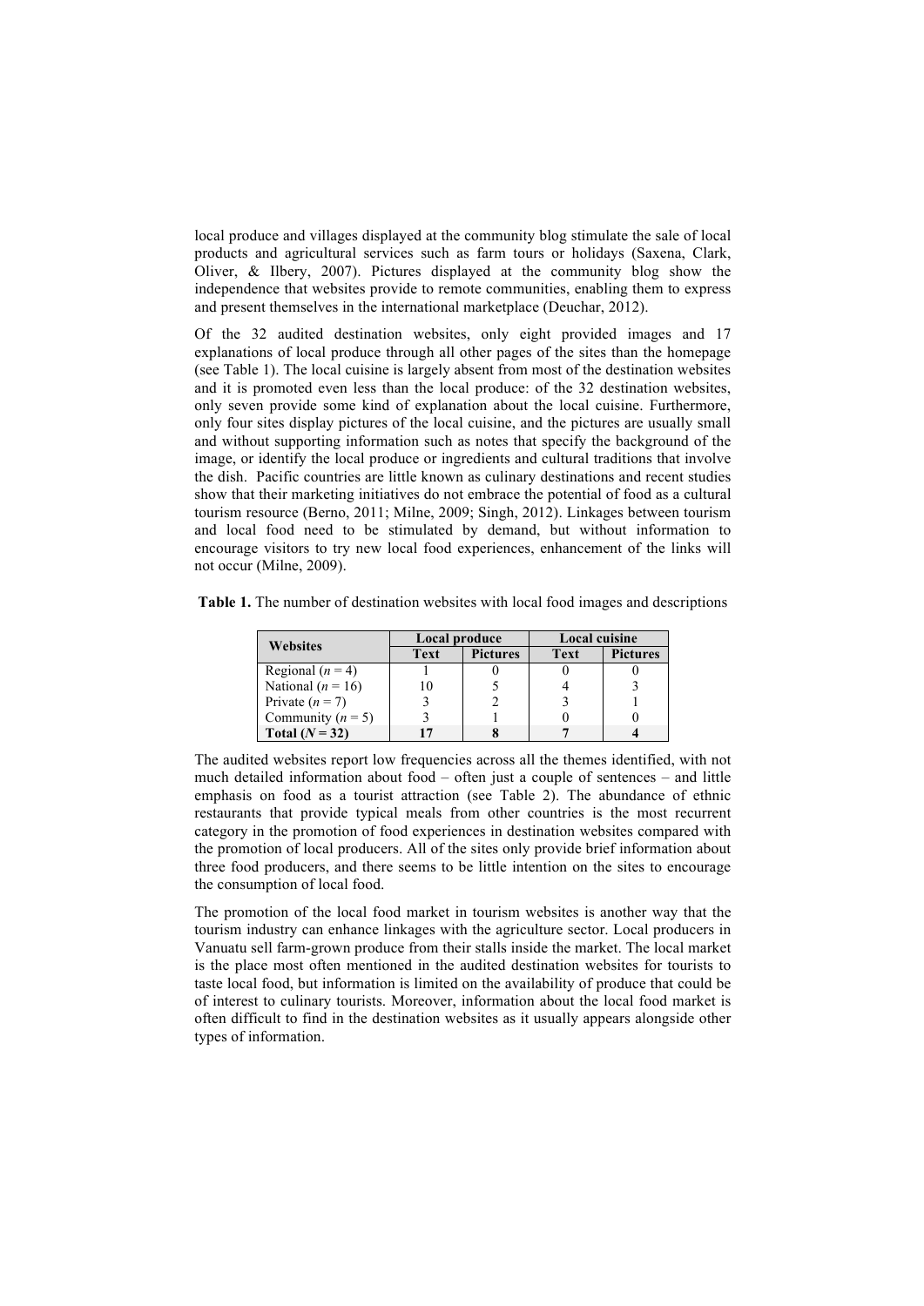local produce and villages displayed at the community blog stimulate the sale of local products and agricultural services such as farm tours or holidays (Saxena, Clark, Oliver, & Ilbery, 2007). Pictures displayed at the community blog show the independence that websites provide to remote communities, enabling them to express and present themselves in the international marketplace (Deuchar, 2012).

Of the 32 audited destination websites, only eight provided images and 17 explanations of local produce through all other pages of the sites than the homepage (see Table 1). The local cuisine is largely absent from most of the destination websites and it is promoted even less than the local produce: of the 32 destination websites, only seven provide some kind of explanation about the local cuisine. Furthermore, only four sites display pictures of the local cuisine, and the pictures are usually small and without supporting information such as notes that specify the background of the image, or identify the local produce or ingredients and cultural traditions that involve the dish. Pacific countries are little known as culinary destinations and recent studies show that their marketing initiatives do not embrace the potential of food as a cultural tourism resource (Berno, 2011; Milne, 2009; Singh, 2012). Linkages between tourism and local food need to be stimulated by demand, but without information to encourage visitors to try new local food experiences, enhancement of the links will not occur (Milne, 2009).

**Table 1.** The number of destination websites with local food images and descriptions

| Websites | Local produce | | Local cuisine | |
|---|---|---|---|---|
| | **Text** | **Pictures** | **Text** | **Pictures** |
| Regional ($n$ = 4) | 1 | 0 | 0 | 0 |
| National ($n$ = 16) | 10 | 5 | 4 | 3 |
| Private ($n$ = 7) | 3 | 2 | 3 | 1 |
| Community ($n$ = 5) | 3 | 1 | 0 | 0 |
| **Total ($N$ = 32)** | **17** | **8** | **7** | **4** |

The audited websites report low frequencies across all the themes identified, with not much detailed information about food – often just a couple of sentences – and little emphasis on food as a tourist attraction (see Table 2). The abundance of ethnic restaurants that provide typical meals from other countries is the most recurrent category in the promotion of food experiences in destination websites compared with the promotion of local producers. All of the sites only provide brief information about three food producers, and there seems to be little intention on the sites to encourage the consumption of local food.

The promotion of the local food market in tourism websites is another way that the tourism industry can enhance linkages with the agriculture sector. Local producers in Vanuatu sell farm-grown produce from their stalls inside the market. The local market is the place most often mentioned in the audited destination websites for tourists to taste local food, but information is limited on the availability of produce that could be of interest to culinary tourists. Moreover, information about the local food market is often difficult to find in the destination websites as it usually appears alongside other types of information.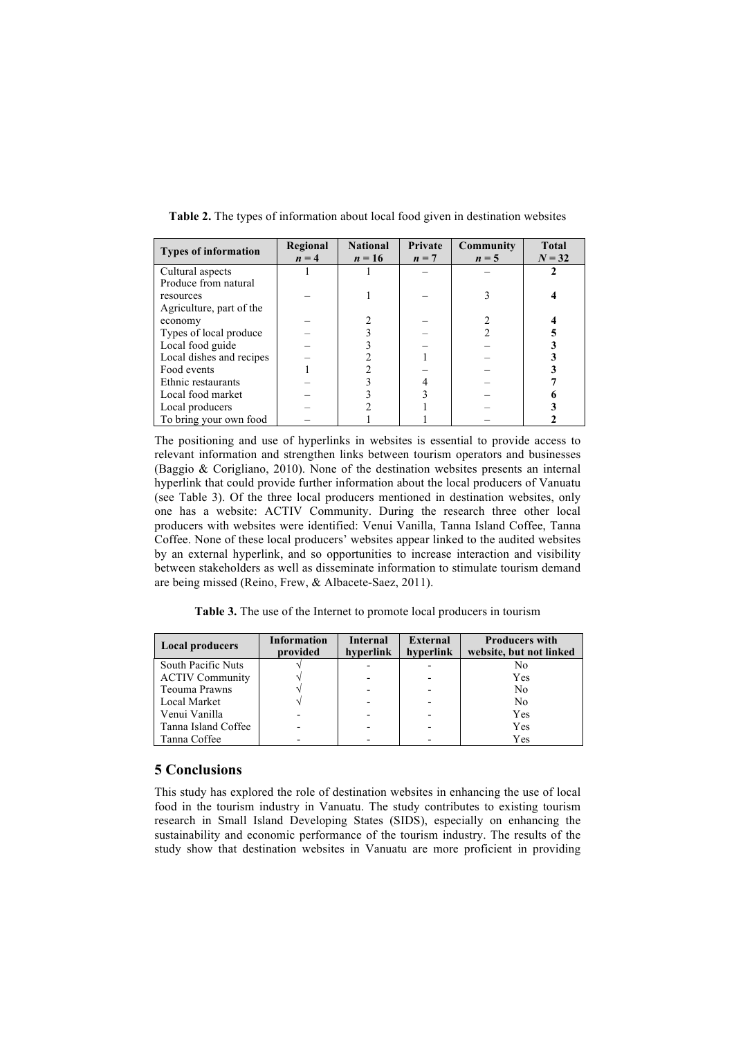**Table 2.** The types of information about local food given in destination websites

| Types of information | Regional $n = 4$ | National $n = 16$ | Private $n = 7$ | Community $n = 5$ | Total $N = 32$ |
|---|---|---|---|---|---|
| Cultural aspects | 1 | 1 | – | – | **2** |
| Produce from natural resources | – | 1 | – | 3 | **4** |
| Agriculture, part of the economy | – | 2 | – | 2 | **4** |
| Types of local produce | – | 3 | – | 2 | **5** |
| Local food guide | – | 3 | – | – | **3** |
| Local dishes and recipes | – | 2 | 1 | – | **3** |
| Food events | 1 | 2 | – | – | **3** |
| Ethnic restaurants | – | 3 | 4 | – | **7** |
| Local food market | – | 3 | 3 | – | **6** |
| Local producers | – | 2 | 1 | – | **3** |
| To bring your own food | – | 1 | 1 | – | **2** |

The positioning and use of hyperlinks in websites is essential to provide access to relevant information and strengthen links between tourism operators and businesses (Baggio & Corigliano, 2010). None of the destination websites presents an internal hyperlink that could provide further information about the local producers of Vanuatu (see Table 3). Of the three local producers mentioned in destination websites, only one has a website: ACTIV Community. During the research three other local producers with websites were identified: Venui Vanilla, Tanna Island Coffee, Tanna Coffee. None of these local producers' websites appear linked to the audited websites by an external hyperlink, and so opportunities to increase interaction and visibility between stakeholders as well as disseminate information to stimulate tourism demand are being missed (Reino, Frew, & Albacete-Saez, 2011).

**Table 3.** The use of the Internet to promote local producers in tourism

| Local producers | Information provided | Internal hyperlink | External hyperlink | Producers with website, but not linked |
|---|---|---|---|---|
| South Pacific Nuts | √ | - | - | No |
| ACTIV Community | √ | - | - | Yes |
| Teouma Prawns | √ | - | - | No |
| Local Market | √ | - | - | No |
| Venui Vanilla | - | - | - | Yes |
| Tanna Island Coffee | - | - | - | Yes |
| Tanna Coffee | - | - | - | Yes |

## 5 Conclusions

This study has explored the role of destination websites in enhancing the use of local food in the tourism industry in Vanuatu. The study contributes to existing tourism research in Small Island Developing States (SIDS), especially on enhancing the sustainability and economic performance of the tourism industry. The results of the study show that destination websites in Vanuatu are more proficient in providing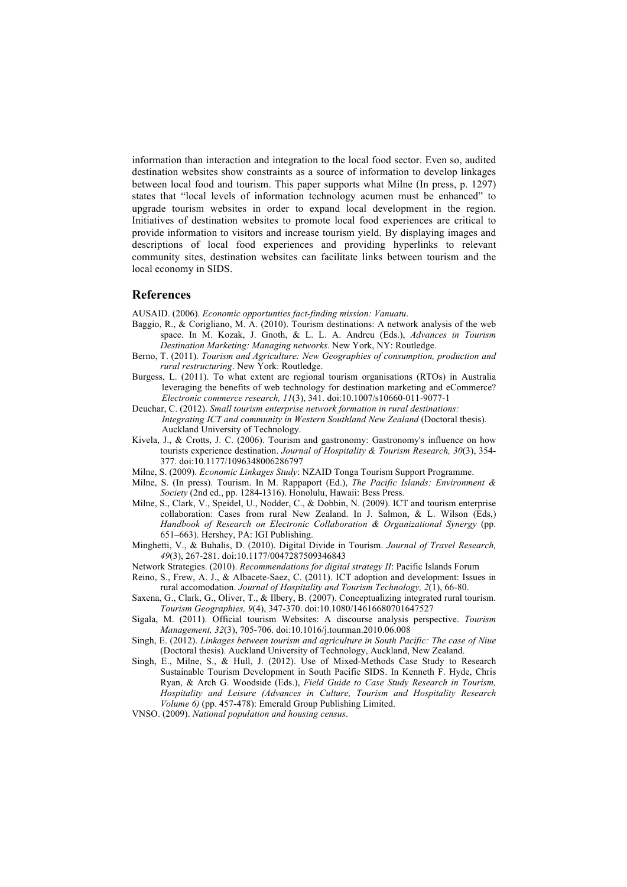information than interaction and integration to the local food sector. Even so, audited destination websites show constraints as a source of information to develop linkages between local food and tourism. This paper supports what Milne (In press, p. 1297) states that "local levels of information technology acumen must be enhanced" to upgrade tourism websites in order to expand local development in the region. Initiatives of destination websites to promote local food experiences are critical to provide information to visitors and increase tourism yield. By displaying images and descriptions of local food experiences and providing hyperlinks to relevant community sites, destination websites can facilitate links between tourism and the local economy in SIDS.

## References

AUSAID. (2006). *Economic opportunties fact-finding mission: Vanuatu*.

Baggio, R., & Corigliano, M. A. (2010). Tourism destinations: A network analysis of the web space. In M. Kozak, J. Gnoth, & L. L. A. Andreu (Eds.), *Advances in Tourism Destination Marketing: Managing networks*. New York, NY: Routledge.

Berno, T. (2011). *Tourism and Agriculture: New Geographies of consumption, production and rural restructuring*. New York: Routledge.

Burgess, L. (2011). To what extent are regional tourism organisations (RTOs) in Australia leveraging the benefits of web technology for destination marketing and eCommerce? *Electronic commerce research, 11*(3), 341. doi:10.1007/s10660-011-9077-1

Deuchar, C. (2012). *Small tourism enterprise network formation in rural destinations: Integrating ICT and community in Western Southland New Zealand* (Doctoral thesis). Auckland University of Technology.

Kivela, J., & Crotts, J. C. (2006). Tourism and gastronomy: Gastronomy's influence on how tourists experience destination. *Journal of Hospitality & Tourism Research, 30*(3), 354-377. doi:10.1177/1096348006286797

Milne, S. (2009). *Economic Linkages Study*: NZAID Tonga Tourism Support Programme.

Milne, S. (In press). Tourism. In M. Rappaport (Ed.), *The Pacific Islands: Environment & Society* (2nd ed., pp. 1284-1316). Honolulu, Hawaii: Bess Press.

Milne, S., Clark, V., Speidel, U., Nodder, C., & Dobbin, N. (2009). ICT and tourism enterprise collaboration: Cases from rural New Zealand. In J. Salmon, & L. Wilson (Eds,) *Handbook of Research on Electronic Collaboration & Organizational Synergy* (pp. 651–663). Hershey, PA: IGI Publishing.

Minghetti, V., & Buhalis, D. (2010). Digital Divide in Tourism. *Journal of Travel Research, 49*(3), 267-281. doi:10.1177/0047287509346843

Network Strategies. (2010). *Recommendations for digital strategy II*: Pacific Islands Forum

Reino, S., Frew, A. J., & Albacete-Saez, C. (2011). ICT adoption and development: Issues in rural accomodation. *Journal of Hospitality and Tourism Technology, 2*(1), 66-80.

Saxena, G., Clark, G., Oliver, T., & Ilbery, B. (2007). Conceptualizing integrated rural tourism. *Tourism Geographies, 9*(4), 347-370. doi:10.1080/14616680701647527

Sigala, M. (2011). Official tourism Websites: A discourse analysis perspective. *Tourism Management, 32*(3), 705-706. doi:10.1016/j.tourman.2010.06.008

Singh, E. (2012). *Linkages between tourism and agriculture in South Pacific: The case of Niue* (Doctoral thesis). Auckland University of Technology, Auckland, New Zealand.

Singh, E., Milne, S., & Hull, J. (2012). Use of Mixed-Methods Case Study to Research Sustainable Tourism Development in South Pacific SIDS. In Kenneth F. Hyde, Chris Ryan, & Arch G. Woodside (Eds.), *Field Guide to Case Study Research in Tourism, Hospitality and Leisure (Advances in Culture, Tourism and Hospitality Research Volume 6)* (pp. 457-478): Emerald Group Publishing Limited.

VNSO. (2009). *National population and housing census*.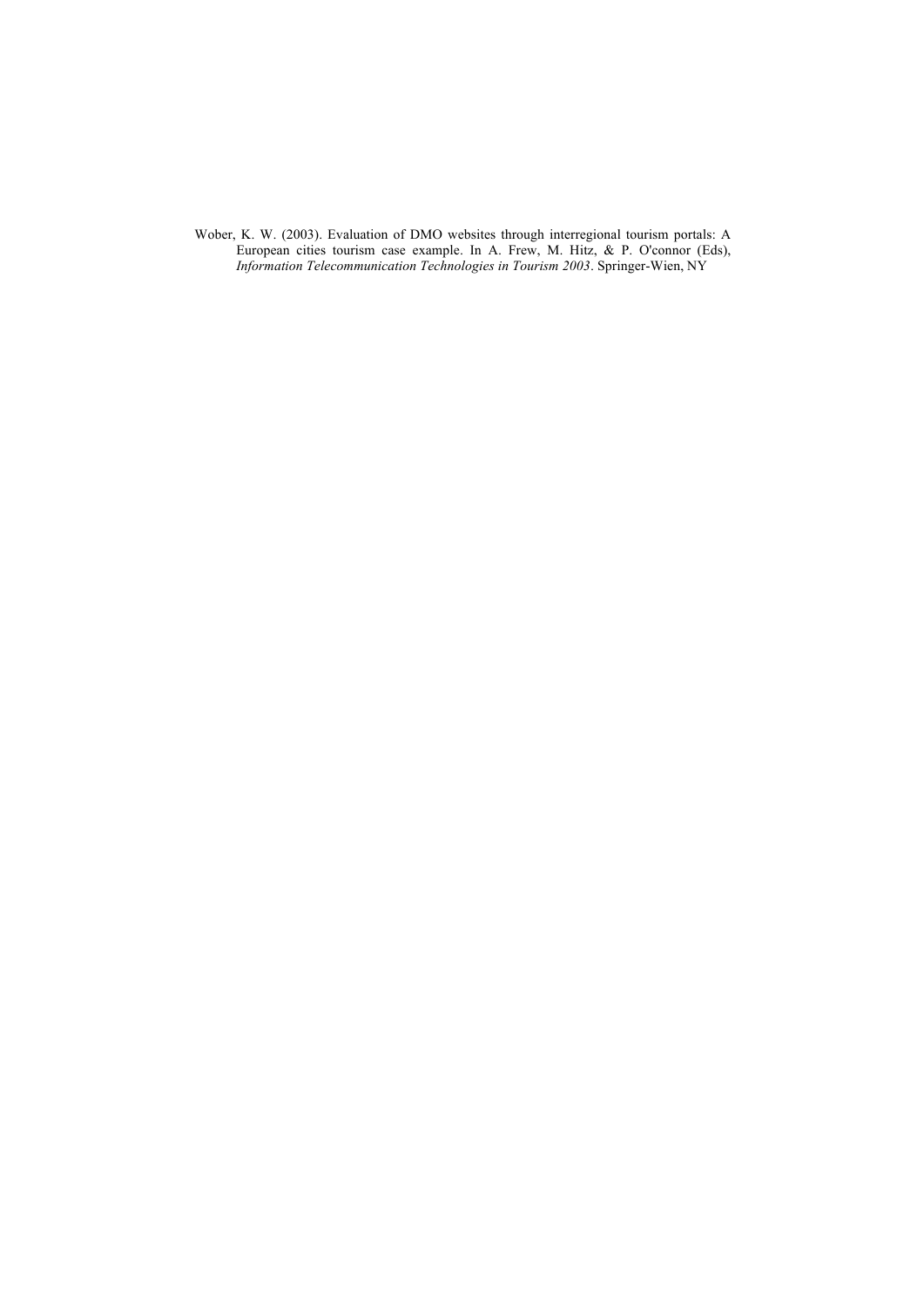Wober, K. W. (2003). Evaluation of DMO websites through interregional tourism portals: A European cities tourism case example. In A. Frew, M. Hitz, & P. O'connor (Eds), *Information Telecommunication Technologies in Tourism 2003*. Springer-Wien, NY